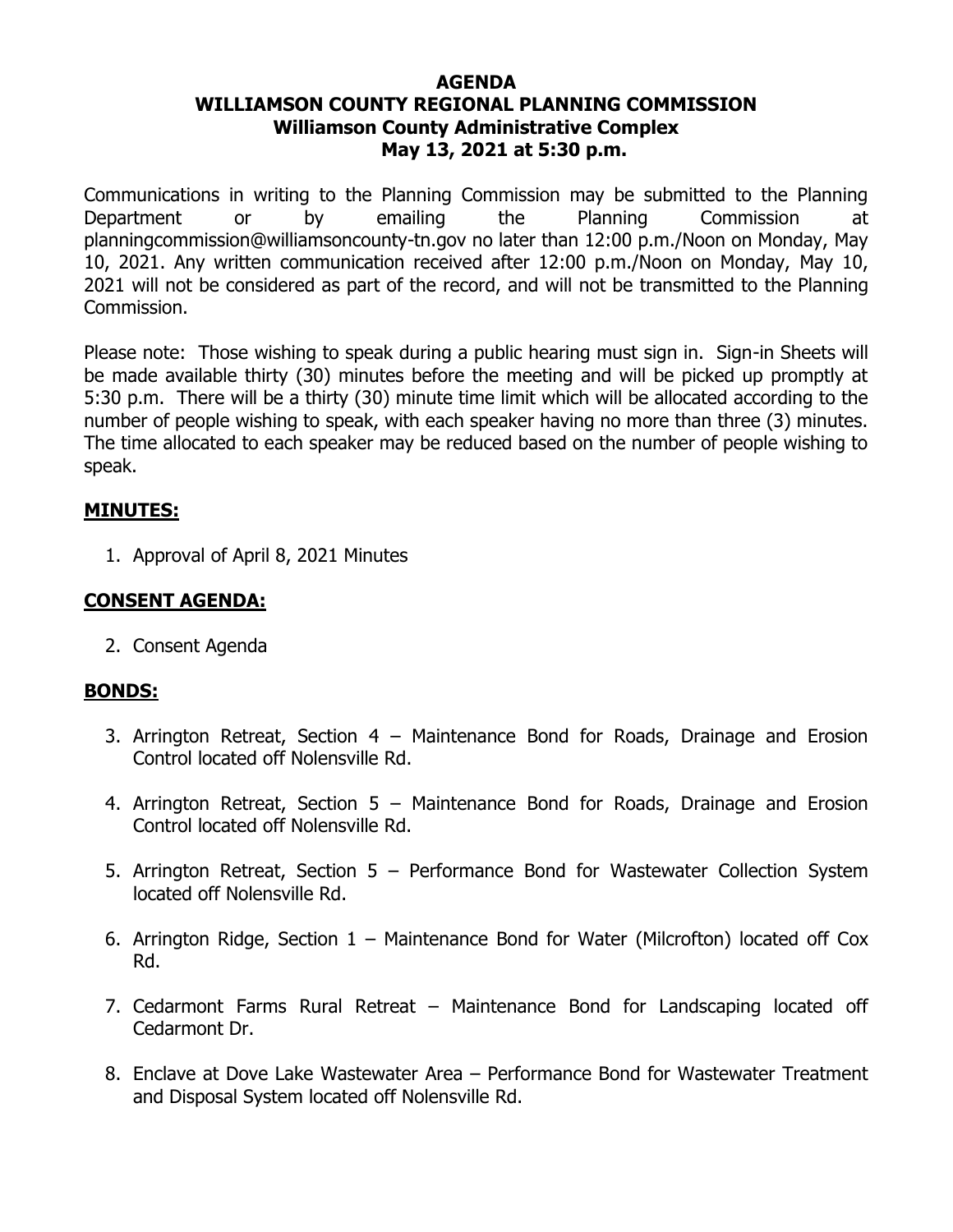# AGENDA
# WILLIAMSON COUNTY REGIONAL PLANNING COMMISSION
## Williamson County Administrative Complex
## May 13, 2021 at 5:30 p.m.

Communications in writing to the Planning Commission may be submitted to the Planning Department or by emailing the Planning Commission at planningcommission@williamsoncounty-tn.gov no later than 12:00 p.m./Noon on Monday, May 10, 2021. Any written communication received after 12:00 p.m./Noon on Monday, May 10, 2021 will not be considered as part of the record, and will not be transmitted to the Planning Commission.

Please note: Those wishing to speak during a public hearing must sign in. Sign-in Sheets will be made available thirty (30) minutes before the meeting and will be picked up promptly at 5:30 p.m. There will be a thirty (30) minute time limit which will be allocated according to the number of people wishing to speak, with each speaker having no more than three (3) minutes. The time allocated to each speaker may be reduced based on the number of people wishing to speak.

## MINUTES:

1. Approval of April 8, 2021 Minutes

## CONSENT AGENDA:

2. Consent Agenda

## BONDS:

3. Arrington Retreat, Section 4 – Maintenance Bond for Roads, Drainage and Erosion Control located off Nolensville Rd.
4. Arrington Retreat, Section 5 – Maintenance Bond for Roads, Drainage and Erosion Control located off Nolensville Rd.
5. Arrington Retreat, Section 5 – Performance Bond for Wastewater Collection System located off Nolensville Rd.
6. Arrington Ridge, Section 1 – Maintenance Bond for Water (Milcrofton) located off Cox Rd.
7. Cedarmont Farms Rural Retreat – Maintenance Bond for Landscaping located off Cedarmont Dr.
8. Enclave at Dove Lake Wastewater Area – Performance Bond for Wastewater Treatment and Disposal System located off Nolensville Rd.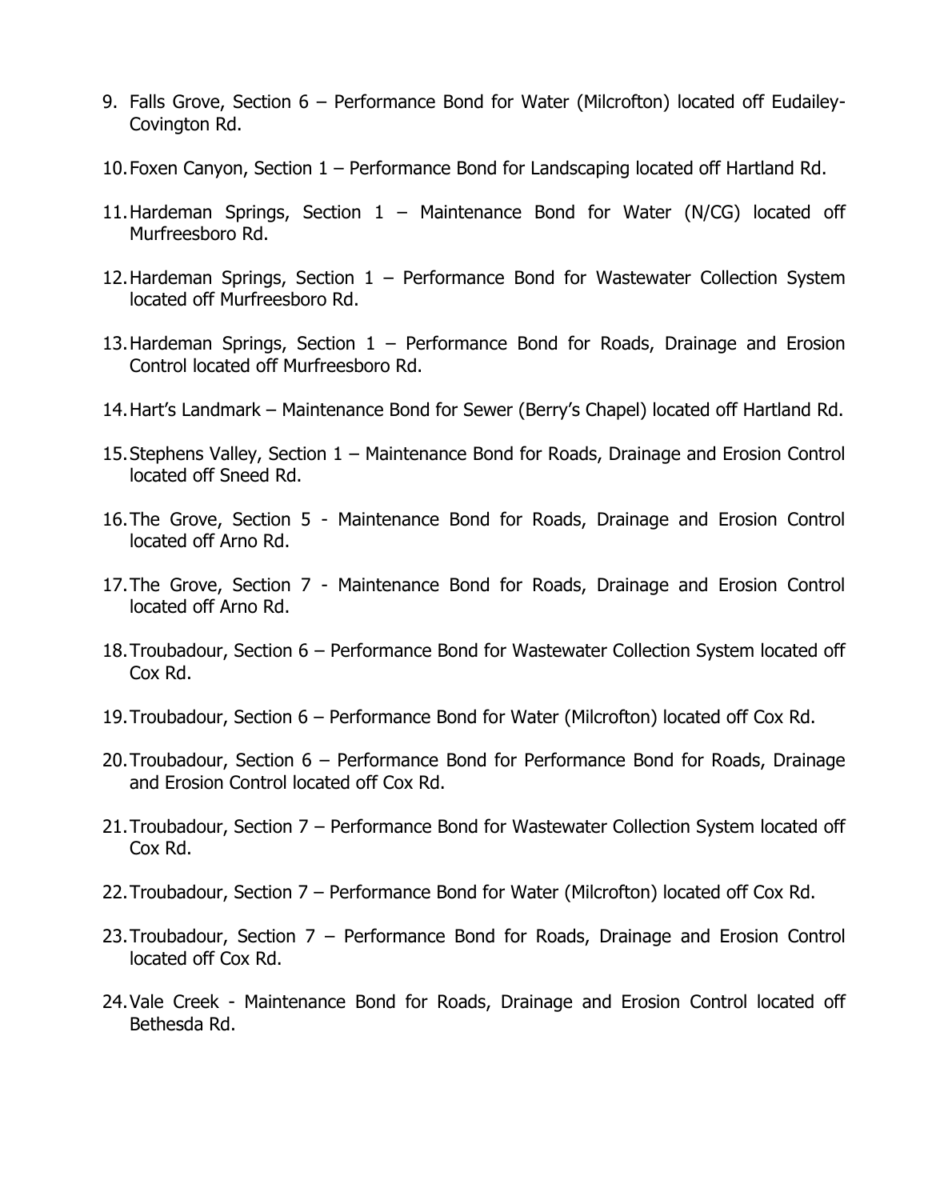9. Falls Grove, Section 6 – Performance Bond for Water (Milcrofton) located off Eudailey-Covington Rd.

10. Foxen Canyon, Section 1 – Performance Bond for Landscaping located off Hartland Rd.

11. Hardeman Springs, Section 1 – Maintenance Bond for Water (N/CG) located off Murfreesboro Rd.

12. Hardeman Springs, Section 1 – Performance Bond for Wastewater Collection System located off Murfreesboro Rd.

13. Hardeman Springs, Section 1 – Performance Bond for Roads, Drainage and Erosion Control located off Murfreesboro Rd.

14. Hart's Landmark – Maintenance Bond for Sewer (Berry's Chapel) located off Hartland Rd.

15. Stephens Valley, Section 1 – Maintenance Bond for Roads, Drainage and Erosion Control located off Sneed Rd.

16. The Grove, Section 5 - Maintenance Bond for Roads, Drainage and Erosion Control located off Arno Rd.

17. The Grove, Section 7 - Maintenance Bond for Roads, Drainage and Erosion Control located off Arno Rd.

18. Troubadour, Section 6 – Performance Bond for Wastewater Collection System located off Cox Rd.

19. Troubadour, Section 6 – Performance Bond for Water (Milcrofton) located off Cox Rd.

20. Troubadour, Section 6 – Performance Bond for Performance Bond for Roads, Drainage and Erosion Control located off Cox Rd.

21. Troubadour, Section 7 – Performance Bond for Wastewater Collection System located off Cox Rd.

22. Troubadour, Section 7 – Performance Bond for Water (Milcrofton) located off Cox Rd.

23. Troubadour, Section 7 – Performance Bond for Roads, Drainage and Erosion Control located off Cox Rd.

24. Vale Creek - Maintenance Bond for Roads, Drainage and Erosion Control located off Bethesda Rd.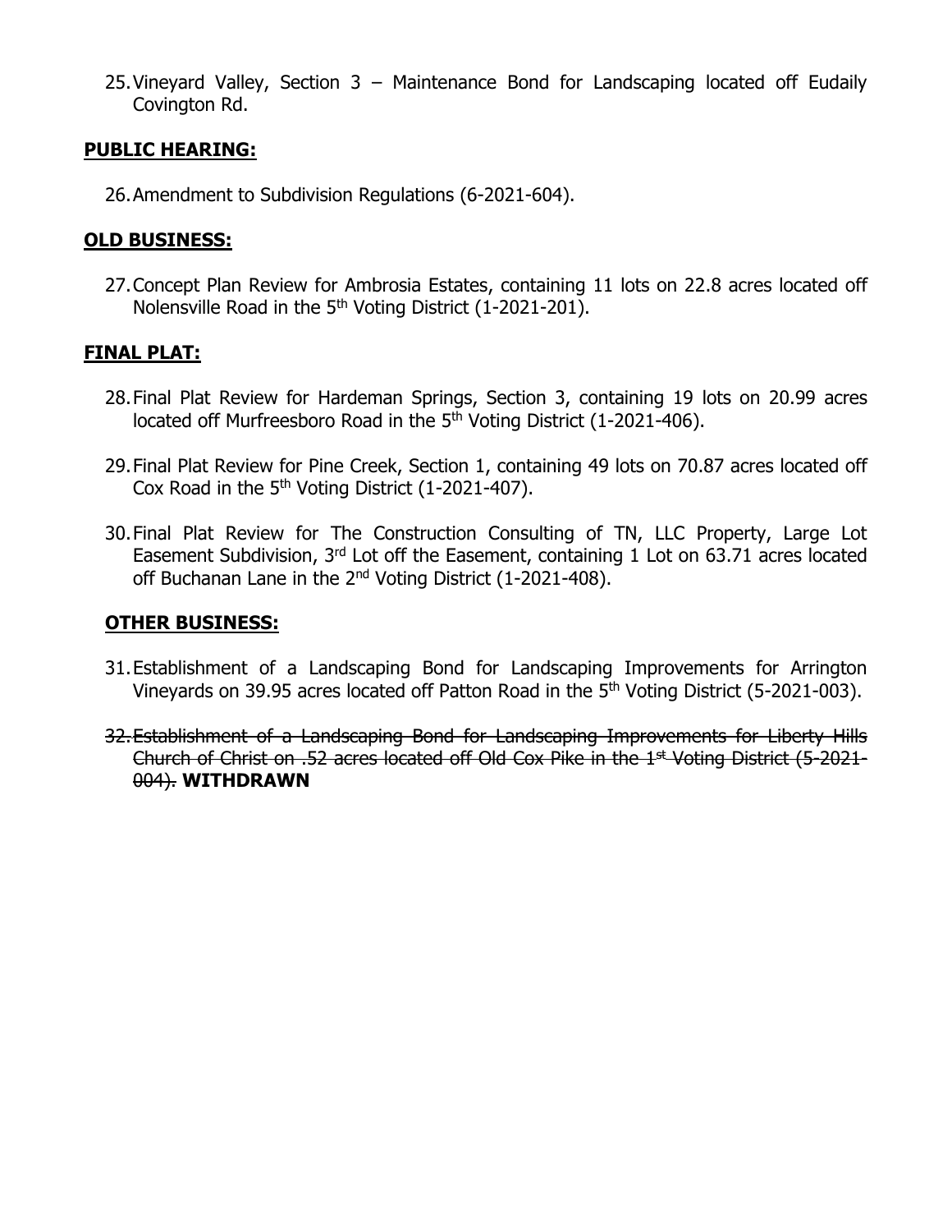25. Vineyard Valley, Section 3 – Maintenance Bond for Landscaping located off Eudaily Covington Rd.

**PUBLIC HEARING:**

26. Amendment to Subdivision Regulations (6-2021-604).

**OLD BUSINESS:**

27. Concept Plan Review for Ambrosia Estates, containing 11 lots on 22.8 acres located off Nolensville Road in the 5th Voting District (1-2021-201).

**FINAL PLAT:**

28. Final Plat Review for Hardeman Springs, Section 3, containing 19 lots on 20.99 acres located off Murfreesboro Road in the 5th Voting District (1-2021-406).

29. Final Plat Review for Pine Creek, Section 1, containing 49 lots on 70.87 acres located off Cox Road in the 5th Voting District (1-2021-407).

30. Final Plat Review for The Construction Consulting of TN, LLC Property, Large Lot Easement Subdivision, 3rd Lot off the Easement, containing 1 Lot on 63.71 acres located off Buchanan Lane in the 2nd Voting District (1-2021-408).

**OTHER BUSINESS:**

31. Establishment of a Landscaping Bond for Landscaping Improvements for Arrington Vineyards on 39.95 acres located off Patton Road in the 5th Voting District (5-2021-003).

32. ~~Establishment of a Landscaping Bond for Landscaping Improvements for Liberty Hills Church of Christ on .52 acres located off Old Cox Pike in the 1st Voting District (5-2021-004).~~ **WITHDRAWN**